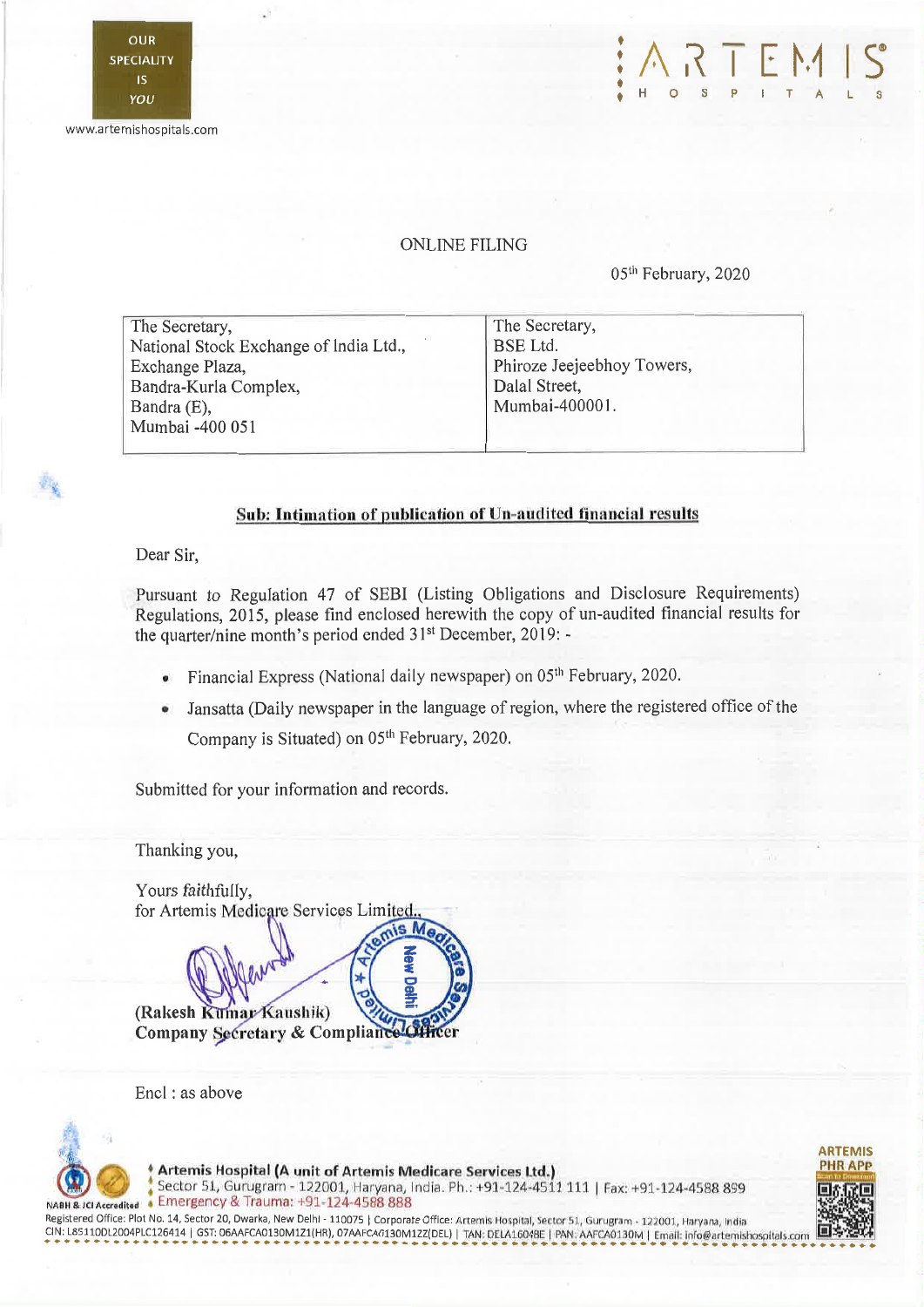OUR SPECIALITY IS YOU

www.artemishospitals.com

ARTEMIS HOSPITALS

ONLINE FILING

05th February, 2020

| The Secretary, National Stock Exchange of India Ltd., Exchange Plaza, Bandra-Kurla Complex, Bandra (E), Mumbai -400 051 | The Secretary, BSE Ltd. Phiroze Jeejeebhoy Towers, Dalal Street, Mumbai-400001. |
|---|---|

**Sub: Intimation of publication of Un-audited financial results**

Dear Sir,

Pursuant to Regulation 47 of SEBI (Listing Obligations and Disclosure Requirements) Regulations, 2015, please find enclosed herewith the copy of un-audited financial results for the quarter/nine month's period ended 31st December, 2019: -

- Financial Express (National daily newspaper) on 05th February, 2020.
- Jansatta (Daily newspaper in the language of region, where the registered office of the Company is Situated) on 05th February, 2020.

Submitted for your information and records.

Thanking you,

Yours faithfully,
for Artemis Medicare Services Limited.,

**(Rakesh Kumar Kaushik)**
**Company Secretary & Compliance Officer**

Encl : as above

**Artemis Hospital (A unit of Artemis Medicare Services Ltd.)**
Sector 51, Gurugram - 122001, Haryana, India. Ph.: +91-124-4511 111 | Fax: +91-124-4588 899
Emergency & Trauma: +91-124-4588 888

Registered Office: Plot No. 14, Sector 20, Dwarka, New Delhi - 110075 | Corporate Office: Artemis Hospital, Sector 51, Gurugram - 122001, Haryana, India
CIN: L85110DL2004PLC126414 | GST: 06AAFCA0130M1Z1(HR), 07AAFCA0130M1ZZ(DEL) | TAN: DELA16048E | PAN: AAFCA0130M | Email: info@artemishospitals.com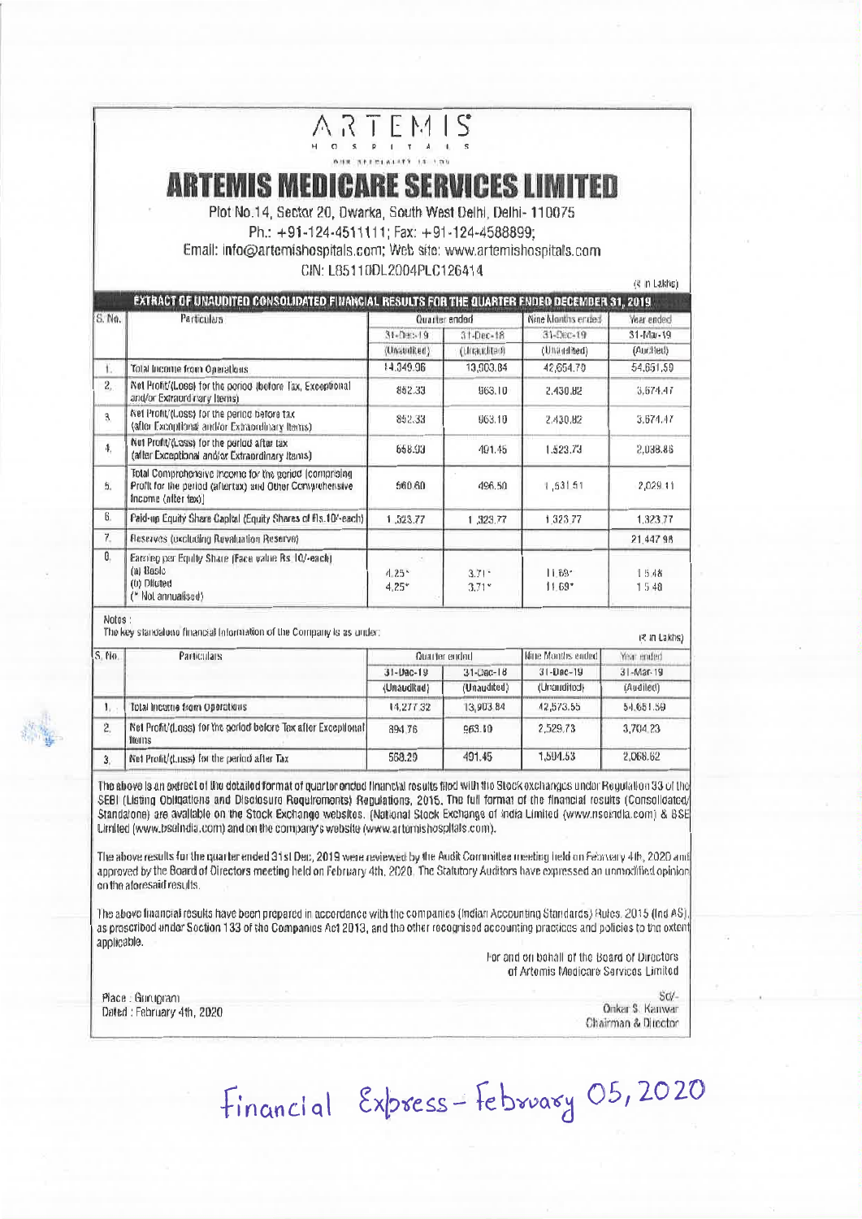# ARTEMIS

HOSPITALS

# ARTEMIS MEDICARE SERVICES LIMITED

Plot No.14, Sector 20, Dwarka, South West Delhi, Delhi- 110075

Ph.: +91-124-4511111; Fax: +91-124-4588899;

Email: info@artemishospitals.com; Web site: www.artemishospitals.com

CIN: L85110DL2004PLC126414

(₹ in Lakhs)

**EXTRACT OF UNAUDITED CONSOLIDATED FINANCIAL RESULTS FOR THE QUARTER ENDED DECEMBER 31, 2019**

| S. No. | Particulars | Quarter ended | | Nine Months ended | Year ended |
|---|---|---|---|---|---|
| | | 31-Dec-19 | 31-Dec-18 | 31-Dec-19 | 31-Mar-19 |
| | | (Unaudited) | (Unaudited) | (Unaudited) | (Audited) |
| 1. | Total Income from Operations | 14,349.96 | 13,903.84 | 42,654.70 | 54,651.59 |
| 2. | Net Profit/(Loss) for the period (before Tax, Exceptional and/or Extraordinary items) | 852.33 | 963.10 | 2,430.82 | 3,674.47 |
| 3. | Net Profit/(Loss) for the period before tax (after Exceptional and/or Extraordinary items) | 852.33 | 963.10 | 2,430.82 | 3,674.47 |
| 4. | Net Profit/(Loss) for the period after tax (after Exceptional and/or Extraordinary items) | 558.93 | 491.45 | 1,523.73 | 2,038.86 |
| 5. | Total Comprehensive Income for the period [comprising Profit for the period (after tax) and Other Comprehensive Income (after tax)] | 560.60 | 496.50 | 1,531.51 | 2,029.11 |
| 6. | Paid-up Equity Share Capital (Equity Shares of Rs.10/-each) | 1,323.77 | 1,323.77 | 1,323.77 | 1,323.77 |
| 7. | Reserves (excluding Revaluation Reserve) | | | | 21,447.98 |
| 8. | Earning per Equity Share (Face value Rs 10/-each)<br>(a) Basic<br>(b) Diluted<br>(* Not annualised) | <br>4.25*<br>4.25* | <br>3.71*<br>3.71* | <br>11.69*<br>11.69* | <br>15.48<br>15.48 |

Notes :

The key standalone financial information of the Company is as under:

(₹ in Lakhs)

| S. No. | Particulars | Quarter ended | | Nine Months ended | Year ended |
|---|---|---|---|---|---|
| | | 31-Dec-19 | 31-Dec-18 | 31-Dec-19 | 31-Mar-19 |
| | | (Unaudited) | (Unaudited) | (Unaudited) | (Audited) |
| 1. | Total Income from Operations | 14,277.32 | 13,903.84 | 42,573.55 | 54,651.59 |
| 2. | Net Profit/(Loss) for the period before Tax after Exceptional items | 894.76 | 963.10 | 2,529.73 | 3,704.23 |
| 3. | Net Profit/(Loss) for the period after Tax | 568.29 | 491.45 | 1,594.53 | 2,068.62 |

The above is an extract of the detailed format of quarter ended financial results filed with the Stock exchanges under Regulation 33 of the SEBI (Listing Obligations and Disclosure Requirements) Regulations, 2015. The full format of the financial results (Consolidated/Standalone) are available on the Stock Exchange websites. (National Stock Exchange of India Limited (www.nseindia.com) & BSE Limited (www.bseindia.com) and on the company's website (www.artemishospitals.com).

The above results for the quarter ended 31st Dec, 2019 were reviewed by the Audit Committee meeting held on February 4th, 2020 and approved by the Board of Directors meeting held on February 4th, 2020. The Statutory Auditors have expressed an unmodified opinion on the aforesaid results.

The above financial results have been prepared in accordance with the companies (Indian Accounting Standards) Rules, 2015 (Ind AS), as prescribed under Section 133 of the Companies Act 2013, and the other recognised accounting practices and policies to the extent applicable.

For and on behalf of the Board of Directors
of Artemis Medicare Services Limited

Place : Gurugram
Dated : February 4th, 2020

Sd/-
Onkar S. Kanwar
Chairman & Director

Financial Express - February 05, 2020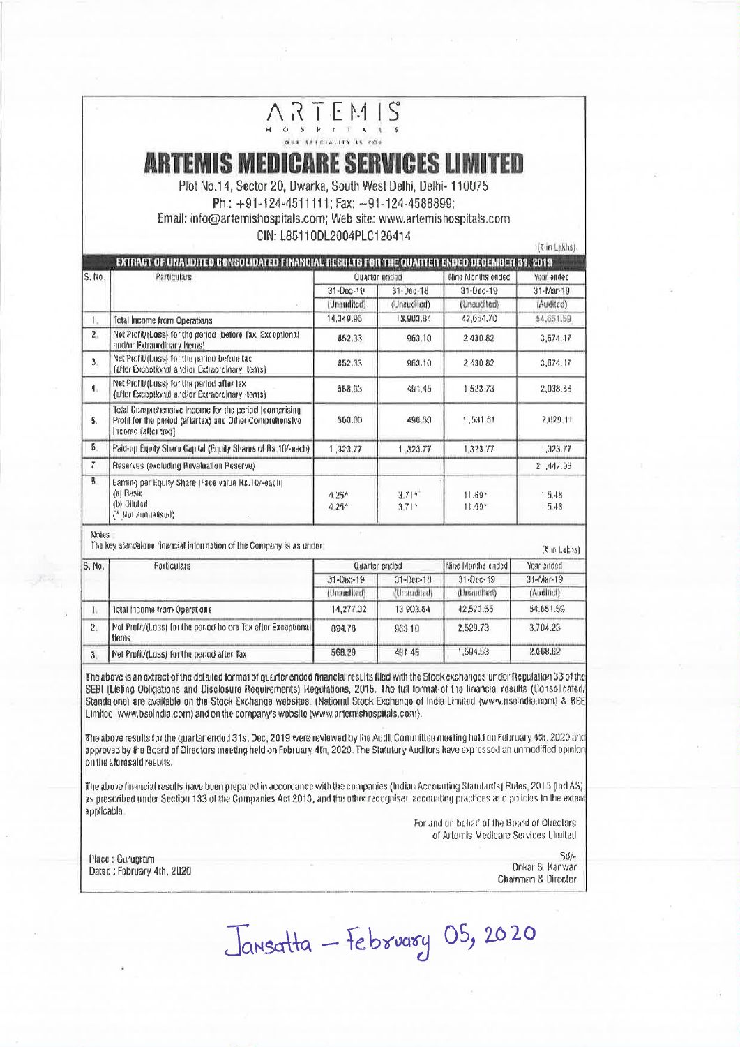# ARTEMIS

HOSPITALS

OUR SPECIALITY IS YOU

# ARTEMIS MEDICARE SERVICES LIMITED

Plot No.14, Sector 20, Dwarka, South West Delhi, Delhi- 110075

Ph.: +91-124-4511111; Fax: +91-124-4588899;

Email: info@artemishospitals.com; Web site: www.artemishospitals.com

CIN: L85110DL2004PLC126414

(₹ in Lakhs)

## EXTRACT OF UNAUDITED CONSOLIDATED FINANCIAL RESULTS FOR THE QUARTER ENDED DECEMBER 31, 2019

| S. No. | Particulars | Quarter ended | | Nine Months ended | Year ended |
|---|---|---|---|---|---|
| | | 31-Dec-19 | 31-Dec-18 | 31-Dec-19 | 31-Mar-19 |
| | | (Unaudited) | (Unaudited) | (Unaudited) | (Audited) |
| 1. | Total Income from Operations | 14,349.96 | 13,903.84 | 42,654.70 | 54,851.59 |
| 2. | Net Profit/(Loss) for the period (before Tax, Exceptional and/or Extraordinary Items) | 852.33 | 963.10 | 2,430.82 | 3,674.47 |
| 3. | Net Profit/(Loss) for the period before tax (after Exceptional and/or Extraordinary Items) | 852.33 | 963.10 | 2,430.82 | 3,674.47 |
| 4. | Net Profit/(Loss) for the period after tax (after Exceptional and/or Extraordinary Items) | 568.03 | 491.45 | 1,523.73 | 2,038.86 |
| 5. | Total Comprehensive Income for the period [comprising Profit for the period (after tax) and Other Comprehensive Income (after tax)] | 560.60 | 496.50 | 1,531.51 | 2,029.11 |
| 6. | Paid-up Equity Share Capital (Equity Shares of Rs.10/-each) | 1,323.77 | 1,323.77 | 1,323.77 | 1,323.77 |
| 7 | Reserves (excluding Revaluation Reserve) | | | | 21,447.98 |
| 8 | Earning per Equity Share (Face value Rs.10/-each)<br>(a) Basic<br>(b) Diluted<br>(* Not annualised) | <br>4.25*<br>4.25* | <br>3.71*<br>3.71* | <br>11.60*<br>11.60* | <br>15.48<br>15.48 |

Notes:

The key standalone financial information of the Company is as under:

(₹ in Lakhs)

| S. No. | Particulars | Quarter ended | | Nine Months ended | Year ended |
|---|---|---|---|---|---|
| | | 31-Dec-19 | 31-Dec-18 | 31-Dec-19 | 31-Mar-19 |
| | | (Unaudited) | (Unaudited) | (Unaudited) | (Audited) |
| 1. | Total Income from Operations | 14,277.32 | 13,903.84 | 42,573.55 | 54,851.59 |
| 2. | Net Profit/(Loss) for the period before Tax after Exceptional Items | 894.76 | 963.10 | 2,529.73 | 3,704.23 |
| 3. | Net Profit/(Loss) for the period after Tax | 568.29 | 491.45 | 1,594.53 | 2,068.62 |

The above is an extract of the detailed format of quarter ended financial results filed with the Stock exchanges under Regulation 33 of the SEBI (Listing Obligations and Disclosure Requirements) Regulations, 2015. The full format of the financial results (Consolidated/Standalone) are available on the Stock Exchange websites. (National Stock Exchange of India Limited (www.nseindia.com) & BSE Limited (www.bseindia.com) and on the company's website (www.artemishospitals.com).

The above results for the quarter ended 31st Dec, 2019 were reviewed by the Audit Committee meeting held on February 4th, 2020 and approved by the Board of Directors meeting held on February 4th, 2020. The Statutory Auditors have expressed an unmodified opinion on the aforesaid results.

The above financial results have been prepared in accordance with the companies (Indian Accounting Standards) Rules, 2015 (Ind AS) as prescribed under Section 133 of the Companies Act 2013, and the other recognised accounting practices and policies to the extent applicable.

For and on behalf of the Board of Directors
of Artemis Medicare Services Limited

Place : Gurugram
Dated : February 4th, 2020

Sd/-
Onkar S. Kanwar
Chairman & Director

Jansatta – February 05, 2020